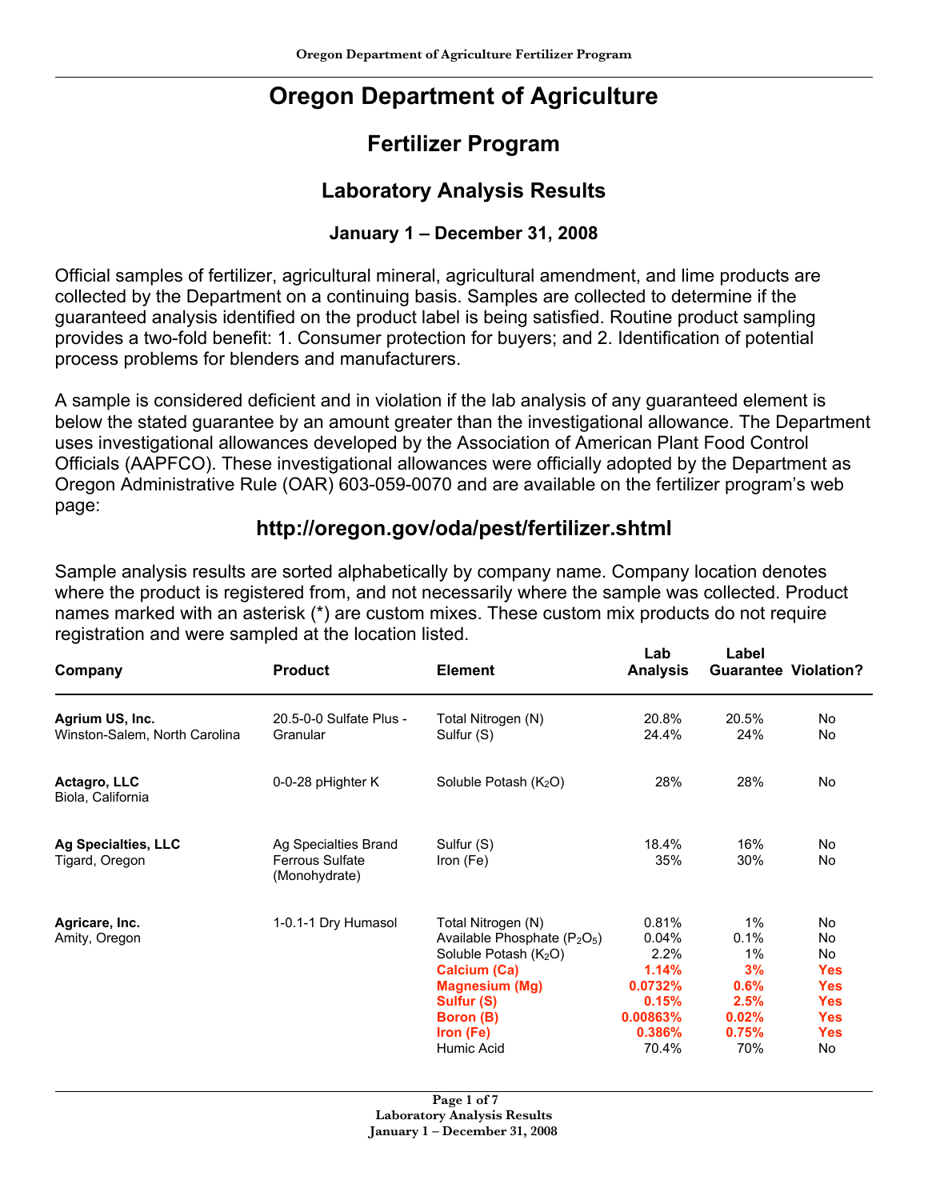# Oregon Department of Agriculture

## Fertilizer Program

## Laboratory Analysis Results

### January 1 – December 31, 2008

Official samples of fertilizer, agricultural mineral, agricultural amendment, and lime products are collected by the Department on a continuing basis. Samples are collected to determine if the guaranteed analysis identified on the product label is being satisfied. Routine product sampling provides a two-fold benefit: 1. Consumer protection for buyers; and 2. Identification of potential process problems for blenders and manufacturers.

A sample is considered deficient and in violation if the lab analysis of any guaranteed element is below the stated guarantee by an amount greater than the investigational allowance. The Department uses investigational allowances developed by the Association of American Plant Food Control Officials (AAPFCO). These investigational allowances were officially adopted by the Department as Oregon Administrative Rule (OAR) 603-059-0070 and are available on the fertilizer program's web page:

### http://oregon.gov/oda/pest/fertilizer.shtml

Sample analysis results are sorted alphabetically by company name. Company location denotes where the product is registered from, and not necessarily where the sample was collected. Product names marked with an asterisk (*) are custom mixes. These custom mix products do not require registration and were sampled at the location listed.

| Company | Product | Element | Lab Analysis | Label Guarantee | Violation? |
|---|---|---|---|---|---|
| **Agrium US, Inc.** Winston-Salem, North Carolina | 20.5-0-0 Sulfate Plus - Granular | Total Nitrogen (N) | 20.8% | 20.5% | No |
| | | Sulfur (S) | 24.4% | 24% | No |
| **Actagro, LLC** Biola, California | 0-0-28 pHighter K | Soluble Potash ($K_2O$) | 28% | 28% | No |
| **Ag Specialties, LLC** Tigard, Oregon | Ag Specialties Brand Ferrous Sulfate (Monohydrate) | Sulfur (S) | 18.4% | 16% | No |
| | | Iron (Fe) | 35% | 30% | No |
| **Agricare, Inc.** Amity, Oregon | 1-0.1-1 Dry Humasol | Total Nitrogen (N) | 0.81% | 1% | No |
| | | Available Phosphate ($P_2O_5$) | 0.04% | 0.1% | No |
| | | Soluble Potash ($K_2O$) | 2.2% | 1% | No |
| | | **Calcium (Ca)** | **1.14%** | **3%** | **Yes** |
| | | **Magnesium (Mg)** | **0.0732%** | **0.6%** | **Yes** |
| | | **Sulfur (S)** | **0.15%** | **2.5%** | **Yes** |
| | | **Boron (B)** | **0.00863%** | **0.02%** | **Yes** |
| | | **Iron (Fe)** | **0.386%** | **0.75%** | **Yes** |
| | | Humic Acid | 70.4% | 70% | No |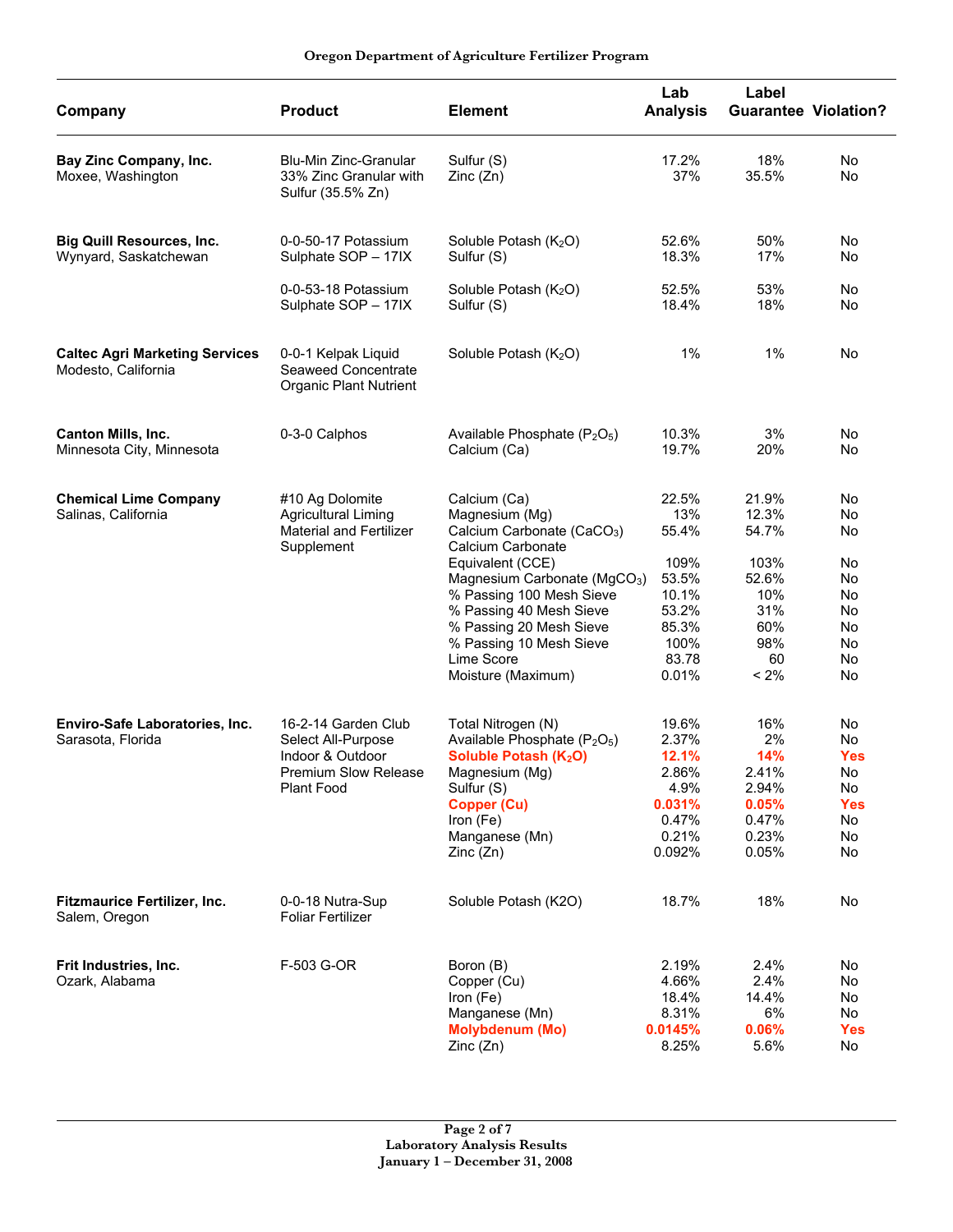**Oregon Department of Agriculture Fertilizer Program**

| Company | Product | Element | Lab Analysis | Label Guarantee | Violation? |
|---|---|---|---|---|---|
| **Bay Zinc Company, Inc.** Moxee, Washington | Blu-Min Zinc-Granular 33% Zinc Granular with Sulfur (35.5% Zn) | Sulfur (S) | 17.2% | 18% | No |
| | | Zinc (Zn) | 37% | 35.5% | No |
| **Big Quill Resources, Inc.** Wynyard, Saskatchewan | 0-0-50-17 Potassium Sulphate SOP – 17IX | Soluble Potash ($K_2O$) | 52.6% | 50% | No |
| | | Sulfur (S) | 18.3% | 17% | No |
| | 0-0-53-18 Potassium Sulphate SOP – 17IX | Soluble Potash ($K_2O$) | 52.5% | 53% | No |
| | | Sulfur (S) | 18.4% | 18% | No |
| **Caltec Agri Marketing Services** Modesto, California | 0-0-1 Kelpak Liquid Seaweed Concentrate Organic Plant Nutrient | Soluble Potash ($K_2O$) | 1% | 1% | No |
| **Canton Mills, Inc.** Minnesota City, Minnesota | 0-3-0 Calphos | Available Phosphate ($P_2O_5$) | 10.3% | 3% | No |
| | | Calcium (Ca) | 19.7% | 20% | No |
| **Chemical Lime Company** Salinas, California | #10 Ag Dolomite Agricultural Liming Material and Fertilizer Supplement | Calcium (Ca) | 22.5% | 21.9% | No |
| | | Magnesium (Mg) | 13% | 12.3% | No |
| | | Calcium Carbonate ($CaCO_3$) | 55.4% | 54.7% | No |
| | | Calcium Carbonate Equivalent (CCE) | 109% | 103% | No |
| | | Magnesium Carbonate ($MgCO_3$) | 53.5% | 52.6% | No |
| | | % Passing 100 Mesh Sieve | 10.1% | 10% | No |
| | | % Passing 40 Mesh Sieve | 53.2% | 31% | No |
| | | % Passing 20 Mesh Sieve | 85.3% | 60% | No |
| | | % Passing 10 Mesh Sieve | 100% | 98% | No |
| | | Lime Score | 83.78 | 60 | No |
| | | Moisture (Maximum) | 0.01% | < 2% | No |
| **Enviro-Safe Laboratories, Inc.** Sarasota, Florida | 16-2-14 Garden Club Select All-Purpose Indoor & Outdoor Premium Slow Release Plant Food | Total Nitrogen (N) | 19.6% | 16% | No |
| | | Available Phosphate ($P_2O_5$) | 2.37% | 2% | No |
| | | **Soluble Potash ($K_2O$)** | **12.1%** | **14%** | **Yes** |
| | | Magnesium (Mg) | 2.86% | 2.41% | No |
| | | Sulfur (S) | 4.9% | 2.94% | No |
| | | **Copper (Cu)** | **0.031%** | **0.05%** | **Yes** |
| | | Iron (Fe) | 0.47% | 0.47% | No |
| | | Manganese (Mn) | 0.21% | 0.23% | No |
| | | Zinc (Zn) | 0.092% | 0.05% | No |
| **Fitzmaurice Fertilizer, Inc.** Salem, Oregon | 0-0-18 Nutra-Sup Foliar Fertilizer | Soluble Potash (K2O) | 18.7% | 18% | No |
| **Frit Industries, Inc.** Ozark, Alabama | F-503 G-OR | Boron (B) | 2.19% | 2.4% | No |
| | | Copper (Cu) | 4.66% | 2.4% | No |
| | | Iron (Fe) | 18.4% | 14.4% | No |
| | | Manganese (Mn) | 8.31% | 6% | No |
| | | **Molybdenum (Mo)** | **0.0145%** | **0.06%** | **Yes** |
| | | Zinc (Zn) | 8.25% | 5.6% | No |

**Laboratory Analysis Results**
**January 1 – December 31, 2008**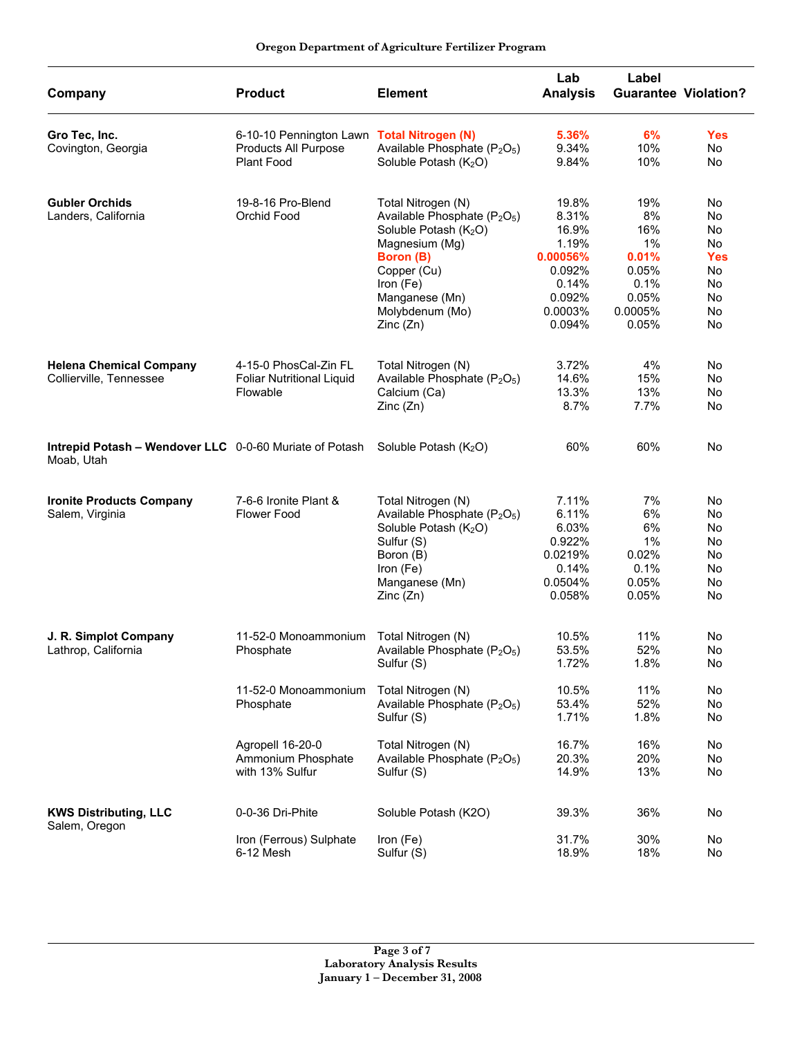| Company | Product | Element | Lab Analysis | Label Guarantee | Violation? |
|---|---|---|---|---|---|
| **Gro Tec, Inc.** Covington, Georgia | 6-10-10 Pennington Lawn Products All Purpose Plant Food | **Total Nitrogen (N)** | **5.36%** | **6%** | **Yes** |
| | | Available Phosphate ($P_2O_5$) | 9.34% | 10% | No |
| | | Soluble Potash ($K_2O$) | 9.84% | 10% | No |
| **Gubler Orchids** Landers, California | 19-8-16 Pro-Blend Orchid Food | Total Nitrogen (N) | 19.8% | 19% | No |
| | | Available Phosphate ($P_2O_5$) | 8.31% | 8% | No |
| | | Soluble Potash ($K_2O$) | 16.9% | 16% | No |
| | | Magnesium (Mg) | 1.19% | 1% | No |
| | | **Boron (B)** | **0.00056%** | **0.01%** | **Yes** |
| | | Copper (Cu) | 0.092% | 0.05% | No |
| | | Iron (Fe) | 0.14% | 0.1% | No |
| | | Manganese (Mn) | 0.092% | 0.05% | No |
| | | Molybdenum (Mo) | 0.0003% | 0.0005% | No |
| | | Zinc (Zn) | 0.094% | 0.05% | No |
| **Helena Chemical Company** Collierville, Tennessee | 4-15-0 PhosCal-Zin FL Foliar Nutritional Liquid Flowable | Total Nitrogen (N) | 3.72% | 4% | No |
| | | Available Phosphate ($P_2O_5$) | 14.6% | 15% | No |
| | | Calcium (Ca) | 13.3% | 13% | No |
| | | Zinc (Zn) | 8.7% | 7.7% | No |
| **Intrepid Potash – Wendover LLC** Moab, Utah | 0-0-60 Muriate of Potash | Soluble Potash ($K_2O$) | 60% | 60% | No |
| **Ironite Products Company** Salem, Virginia | 7-6-6 Ironite Plant & Flower Food | Total Nitrogen (N) | 7.11% | 7% | No |
| | | Available Phosphate ($P_2O_5$) | 6.11% | 6% | No |
| | | Soluble Potash ($K_2O$) | 6.03% | 6% | No |
| | | Sulfur (S) | 0.922% | 1% | No |
| | | Boron (B) | 0.0219% | 0.02% | No |
| | | Iron (Fe) | 0.14% | 0.1% | No |
| | | Manganese (Mn) | 0.0504% | 0.05% | No |
| | | Zinc (Zn) | 0.058% | 0.05% | No |
| **J. R. Simplot Company** Lathrop, California | 11-52-0 Monoammonium Phosphate | Total Nitrogen (N) | 10.5% | 11% | No |
| | | Available Phosphate ($P_2O_5$) | 53.5% | 52% | No |
| | | Sulfur (S) | 1.72% | 1.8% | No |
| | 11-52-0 Monoammonium Phosphate | Total Nitrogen (N) | 10.5% | 11% | No |
| | | Available Phosphate ($P_2O_5$) | 53.4% | 52% | No |
| | | Sulfur (S) | 1.71% | 1.8% | No |
| | Agropell 16-20-0 Ammonium Phosphate with 13% Sulfur | Total Nitrogen (N) | 16.7% | 16% | No |
| | | Available Phosphate ($P_2O_5$) | 20.3% | 20% | No |
| | | Sulfur (S) | 14.9% | 13% | No |
| **KWS Distributing, LLC** Salem, Oregon | 0-0-36 Dri-Phite | Soluble Potash (K2O) | 39.3% | 36% | No |
| | Iron (Ferrous) Sulphate 6-12 Mesh | Iron (Fe) | 31.7% | 30% | No |
| | | Sulfur (S) | 18.9% | 18% | No |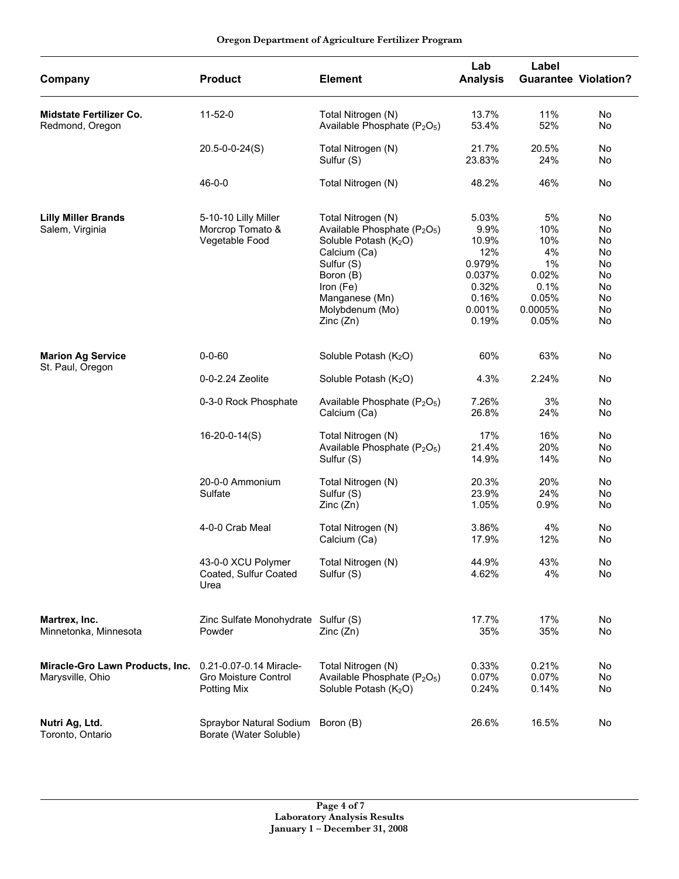| Company | Product | Element | Lab Analysis | Label Guarantee | Violation? |
|---|---|---|---|---|---|
| **Midstate Fertilizer Co.** Redmond, Oregon | 11-52-0 | Total Nitrogen (N) | 13.7% | 11% | No |
| | | Available Phosphate ($P_2O_5$) | 53.4% | 52% | No |
| | 20.5-0-0-24(S) | Total Nitrogen (N) | 21.7% | 20.5% | No |
| | | Sulfur (S) | 23.83% | 24% | No |
| | 46-0-0 | Total Nitrogen (N) | 48.2% | 46% | No |
| **Lilly Miller Brands** Salem, Virginia | 5-10-10 Lilly Miller Morcrop Tomato & Vegetable Food | Total Nitrogen (N) | 5.03% | 5% | No |
| | | Available Phosphate ($P_2O_5$) | 9.9% | 10% | No |
| | | Soluble Potash ($K_2O$) | 10.9% | 10% | No |
| | | Calcium (Ca) | 12% | 4% | No |
| | | Sulfur (S) | 0.979% | 1% | No |
| | | Boron (B) | 0.037% | 0.02% | No |
| | | Iron (Fe) | 0.32% | 0.1% | No |
| | | Manganese (Mn) | 0.16% | 0.05% | No |
| | | Molybdenum (Mo) | 0.001% | 0.0005% | No |
| | | Zinc (Zn) | 0.19% | 0.05% | No |
| **Marion Ag Service** St. Paul, Oregon | 0-0-60 | Soluble Potash ($K_2O$) | 60% | 63% | No |
| | 0-0-2.24 Zeolite | Soluble Potash ($K_2O$) | 4.3% | 2.24% | No |
| | 0-3-0 Rock Phosphate | Available Phosphate ($P_2O_5$) | 7.26% | 3% | No |
| | | Calcium (Ca) | 26.8% | 24% | No |
| | 16-20-0-14(S) | Total Nitrogen (N) | 17% | 16% | No |
| | | Available Phosphate ($P_2O_5$) | 21.4% | 20% | No |
| | | Sulfur (S) | 14.9% | 14% | No |
| | 20-0-0 Ammonium Sulfate | Total Nitrogen (N) | 20.3% | 20% | No |
| | | Sulfur (S) | 23.9% | 24% | No |
| | | Zinc (Zn) | 1.05% | 0.9% | No |
| | 4-0-0 Crab Meal | Total Nitrogen (N) | 3.86% | 4% | No |
| | | Calcium (Ca) | 17.9% | 12% | No |
| | 43-0-0 XCU Polymer Coated, Sulfur Coated Urea | Total Nitrogen (N) | 44.9% | 43% | No |
| | | Sulfur (S) | 4.62% | 4% | No |
| **Martrex, Inc.** Minnetonka, Minnesota | Zinc Sulfate Monohydrate Powder | Sulfur (S) | 17.7% | 17% | No |
| | | Zinc (Zn) | 35% | 35% | No |
| **Miracle-Gro Lawn Products, Inc.** Marysville, Ohio | 0.21-0.07-0.14 Miracle-Gro Moisture Control Potting Mix | Total Nitrogen (N) | 0.33% | 0.21% | No |
| | | Available Phosphate ($P_2O_5$) | 0.07% | 0.07% | No |
| | | Soluble Potash ($K_2O$) | 0.24% | 0.14% | No |
| **Nutri Ag, Ltd.** Toronto, Ontario | Spraybor Natural Sodium Borate (Water Soluble) | Boron (B) | 26.6% | 16.5% | No |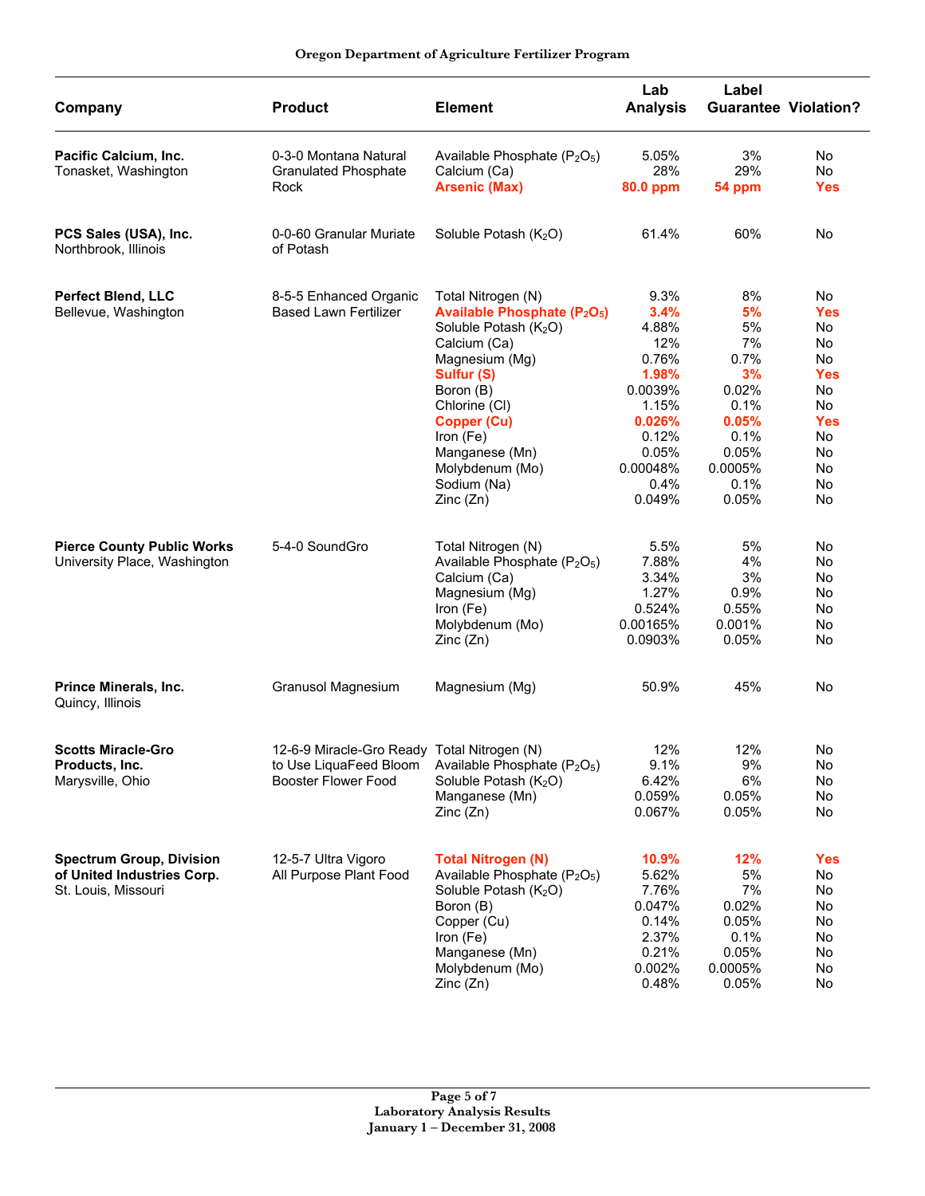| Company | Product | Element | Lab Analysis | Label Guarantee | Violation? |
|---|---|---|---|---|---|
| **Pacific Calcium, Inc.** Tonasket, Washington | 0-3-0 Montana Natural Granulated Phosphate Rock | Available Phosphate ($P_2O_5$) | 5.05% | 3% | No |
| | | Calcium (Ca) | 28% | 29% | No |
| | | **Arsenic (Max)** | **80.0 ppm** | **54 ppm** | **Yes** |
| **PCS Sales (USA), Inc.** Northbrook, Illinois | 0-0-60 Granular Muriate of Potash | Soluble Potash ($K_2O$) | 61.4% | 60% | No |
| **Perfect Blend, LLC** Bellevue, Washington | 8-5-5 Enhanced Organic Based Lawn Fertilizer | Total Nitrogen (N) | 9.3% | 8% | No |
| | | **Available Phosphate ($P_2O_5$)** | **3.4%** | **5%** | **Yes** |
| | | Soluble Potash ($K_2O$) | 4.88% | 5% | No |
| | | Calcium (Ca) | 12% | 7% | No |
| | | Magnesium (Mg) | 0.76% | 0.7% | No |
| | | **Sulfur (S)** | **1.98%** | **3%** | **Yes** |
| | | Boron (B) | 0.0039% | 0.02% | No |
| | | Chlorine (Cl) | 1.15% | 0.1% | No |
| | | **Copper (Cu)** | **0.026%** | **0.05%** | **Yes** |
| | | Iron (Fe) | 0.12% | 0.1% | No |
| | | Manganese (Mn) | 0.05% | 0.05% | No |
| | | Molybdenum (Mo) | 0.00048% | 0.0005% | No |
| | | Sodium (Na) | 0.4% | 0.1% | No |
| | | Zinc (Zn) | 0.049% | 0.05% | No |
| **Pierce County Public Works** University Place, Washington | 5-4-0 SoundGro | Total Nitrogen (N) | 5.5% | 5% | No |
| | | Available Phosphate ($P_2O_5$) | 7.88% | 4% | No |
| | | Calcium (Ca) | 3.34% | 3% | No |
| | | Magnesium (Mg) | 1.27% | 0.9% | No |
| | | Iron (Fe) | 0.524% | 0.55% | No |
| | | Molybdenum (Mo) | 0.00165% | 0.001% | No |
| | | Zinc (Zn) | 0.0903% | 0.05% | No |
| **Prince Minerals, Inc.** Quincy, Illinois | Granusol Magnesium | Magnesium (Mg) | 50.9% | 45% | No |
| **Scotts Miracle-Gro Products, Inc.** Marysville, Ohio | 12-6-9 Miracle-Gro Ready to Use LiquaFeed Bloom Booster Flower Food | Total Nitrogen (N) | 12% | 12% | No |
| | | Available Phosphate ($P_2O_5$) | 9.1% | 9% | No |
| | | Soluble Potash ($K_2O$) | 6.42% | 6% | No |
| | | Manganese (Mn) | 0.059% | 0.05% | No |
| | | Zinc (Zn) | 0.067% | 0.05% | No |
| **Spectrum Group, Division of United Industries Corp.** St. Louis, Missouri | 12-5-7 Ultra Vigoro All Purpose Plant Food | **Total Nitrogen (N)** | **10.9%** | **12%** | **Yes** |
| | | Available Phosphate ($P_2O_5$) | 5.62% | 5% | No |
| | | Soluble Potash ($K_2O$) | 7.76% | 7% | No |
| | | Boron (B) | 0.047% | 0.02% | No |
| | | Copper (Cu) | 0.14% | 0.05% | No |
| | | Iron (Fe) | 2.37% | 0.1% | No |
| | | Manganese (Mn) | 0.21% | 0.05% | No |
| | | Molybdenum (Mo) | 0.002% | 0.0005% | No |
| | | Zinc (Zn) | 0.48% | 0.05% | No |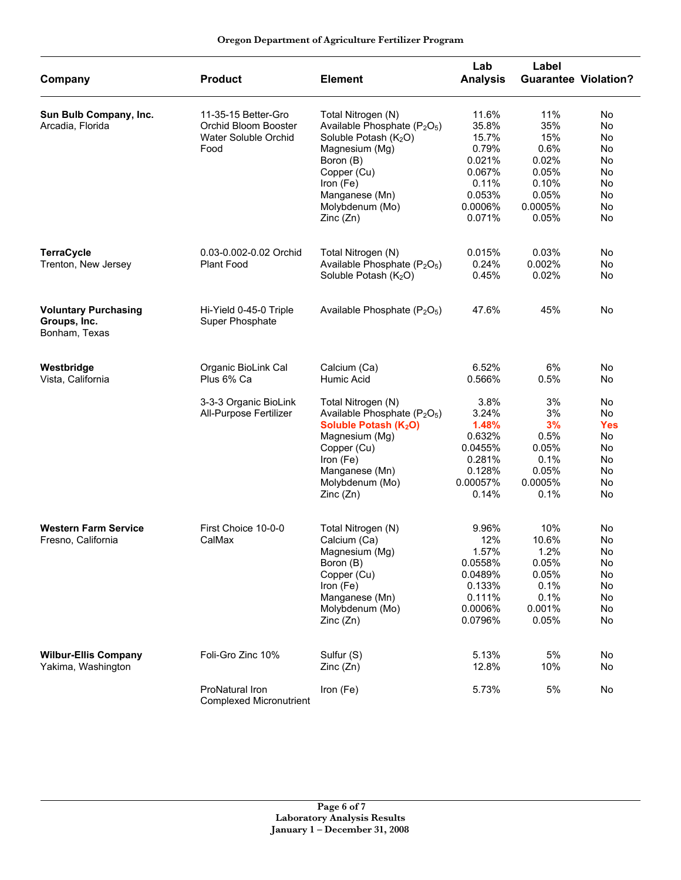| Company | Product | Element | Lab Analysis | Label Guarantee | Violation? |
|---|---|---|---|---|---|
| **Sun Bulb Company, Inc.** Arcadia, Florida | 11-35-15 Better-Gro Orchid Bloom Booster Water Soluble Orchid Food | Total Nitrogen (N) | 11.6% | 11% | No |
| | | Available Phosphate ($P_2O_5$) | 35.8% | 35% | No |
| | | Soluble Potash ($K_2O$) | 15.7% | 15% | No |
| | | Magnesium (Mg) | 0.79% | 0.6% | No |
| | | Boron (B) | 0.021% | 0.02% | No |
| | | Copper (Cu) | 0.067% | 0.05% | No |
| | | Iron (Fe) | 0.11% | 0.10% | No |
| | | Manganese (Mn) | 0.053% | 0.05% | No |
| | | Molybdenum (Mo) | 0.0006% | 0.0005% | No |
| | | Zinc (Zn) | 0.071% | 0.05% | No |
| **TerraCycle** Trenton, New Jersey | 0.03-0.002-0.02 Orchid Plant Food | Total Nitrogen (N) | 0.015% | 0.03% | No |
| | | Available Phosphate ($P_2O_5$) | 0.24% | 0.002% | No |
| | | Soluble Potash ($K_2O$) | 0.45% | 0.02% | No |
| **Voluntary Purchasing Groups, Inc.** Bonham, Texas | Hi-Yield 0-45-0 Triple Super Phosphate | Available Phosphate ($P_2O_5$) | 47.6% | 45% | No |
| **Westbridge** Vista, California | Organic BioLink Cal Plus 6% Ca | Calcium (Ca) | 6.52% | 6% | No |
| | | Humic Acid | 0.566% | 0.5% | No |
| | 3-3-3 Organic BioLink All-Purpose Fertilizer | Total Nitrogen (N) | 3.8% | 3% | No |
| | | Available Phosphate ($P_2O_5$) | 3.24% | 3% | No |
| | | **Soluble Potash ($K_2O$)** | **1.48%** | **3%** | **Yes** |
| | | Magnesium (Mg) | 0.632% | 0.5% | No |
| | | Copper (Cu) | 0.0455% | 0.05% | No |
| | | Iron (Fe) | 0.281% | 0.1% | No |
| | | Manganese (Mn) | 0.128% | 0.05% | No |
| | | Molybdenum (Mo) | 0.00057% | 0.0005% | No |
| | | Zinc (Zn) | 0.14% | 0.1% | No |
| **Western Farm Service** Fresno, California | First Choice 10-0-0 CalMax | Total Nitrogen (N) | 9.96% | 10% | No |
| | | Calcium (Ca) | 12% | 10.6% | No |
| | | Magnesium (Mg) | 1.57% | 1.2% | No |
| | | Boron (B) | 0.0558% | 0.05% | No |
| | | Copper (Cu) | 0.0489% | 0.05% | No |
| | | Iron (Fe) | 0.133% | 0.1% | No |
| | | Manganese (Mn) | 0.111% | 0.1% | No |
| | | Molybdenum (Mo) | 0.0006% | 0.001% | No |
| | | Zinc (Zn) | 0.0796% | 0.05% | No |
| **Wilbur-Ellis Company** Yakima, Washington | Foli-Gro Zinc 10% | Sulfur (S) | 5.13% | 5% | No |
| | | Zinc (Zn) | 12.8% | 10% | No |
| | ProNatural Iron Complexed Micronutrient | Iron (Fe) | 5.73% | 5% | No |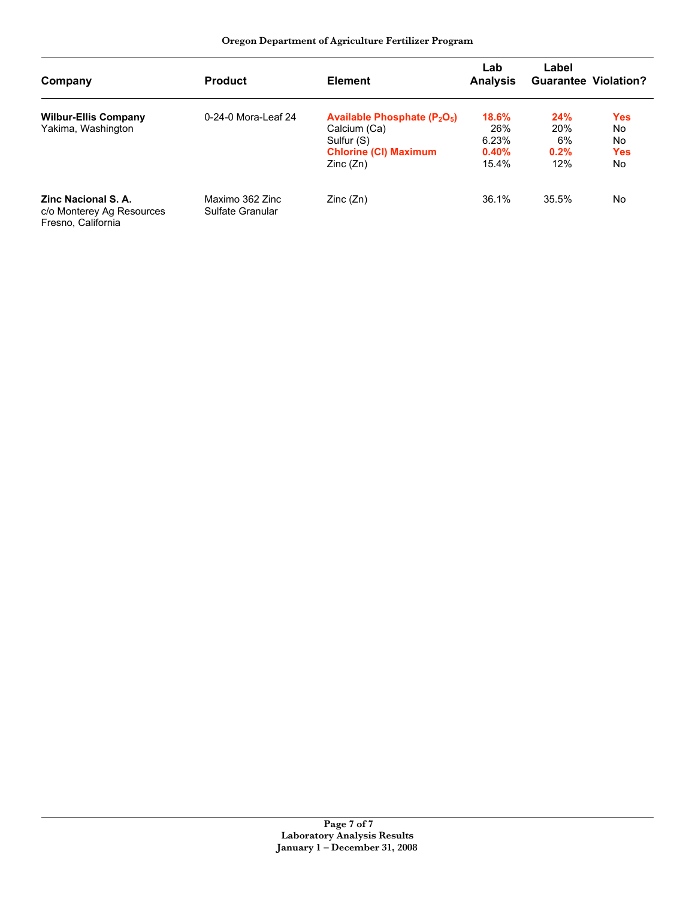| Company | Product | Element | Lab Analysis | Label Guarantee | Violation? |
|---|---|---|---|---|---|
| **Wilbur-Ellis Company** Yakima, Washington | 0-24-0 Mora-Leaf 24 | **Available Phosphate ($P_2O_5$)** | **18.6%** | **24%** | **Yes** |
| | | Calcium (Ca) | 26% | 20% | No |
| | | Sulfur (S) | 6.23% | 6% | No |
| | | **Chlorine (Cl) Maximum** | **0.40%** | **0.2%** | **Yes** |
| | | Zinc (Zn) | 15.4% | 12% | No |
| **Zinc Nacional S. A.** c/o Monterey Ag Resources Fresno, California | Maximo 362 Zinc Sulfate Granular | Zinc (Zn) | 36.1% | 35.5% | No |